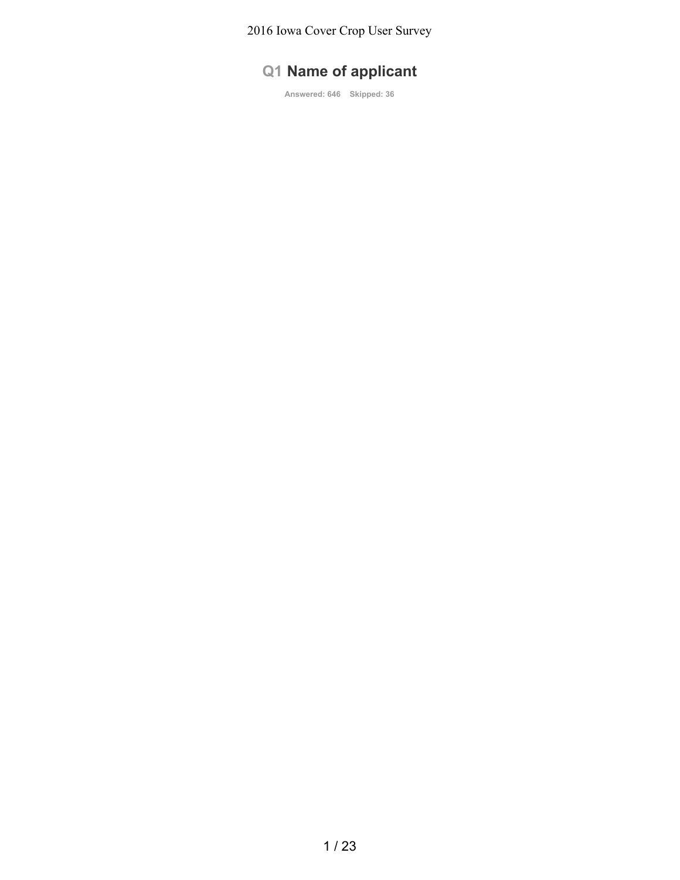# Q1 Name of applicant

**Answered: 646 Skipped: 36**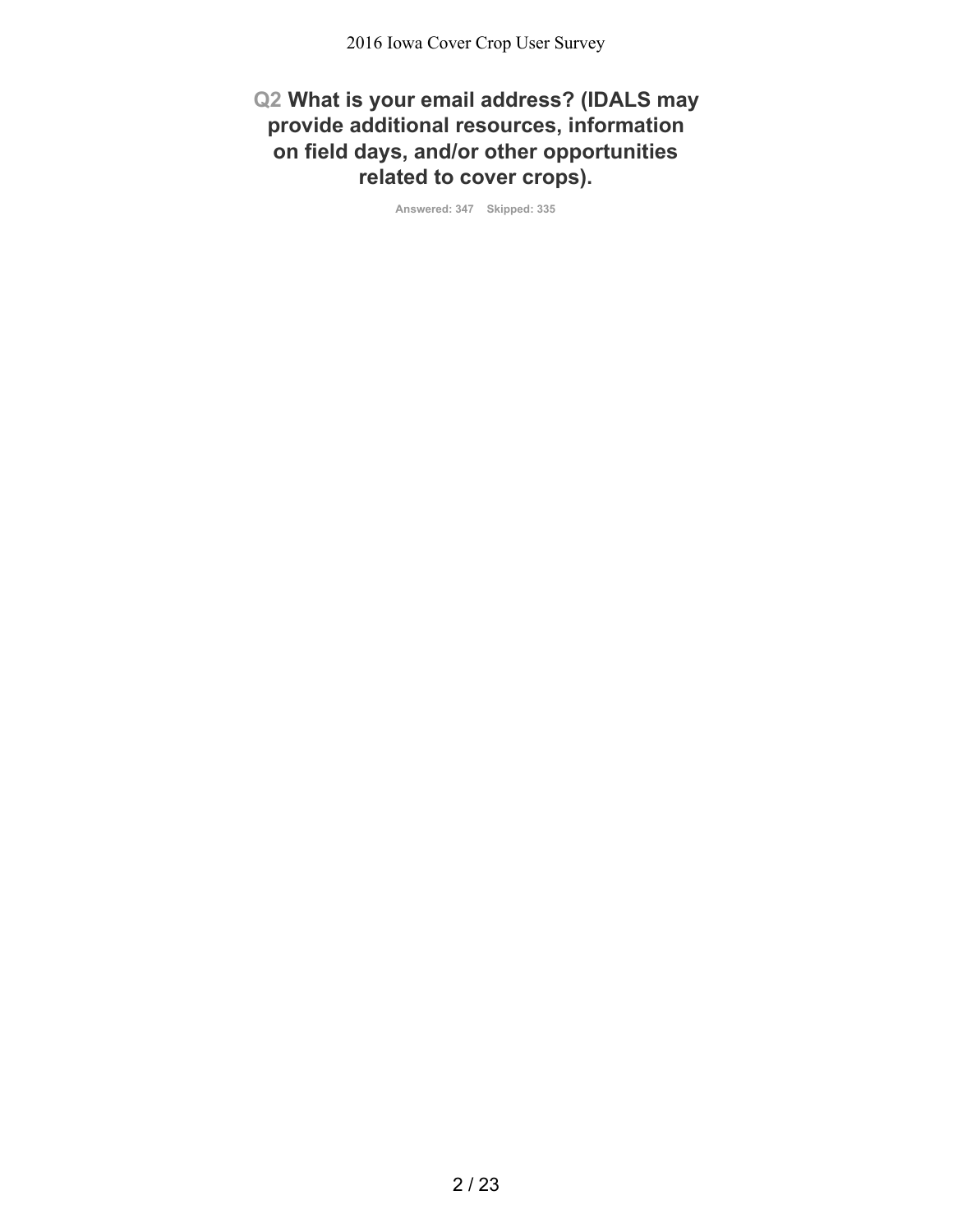## Q2 What is your email address? (IDALS may provide additional resources, information on field days, and/or other opportunities related to cover crops).

Answered: 347    Skipped: 335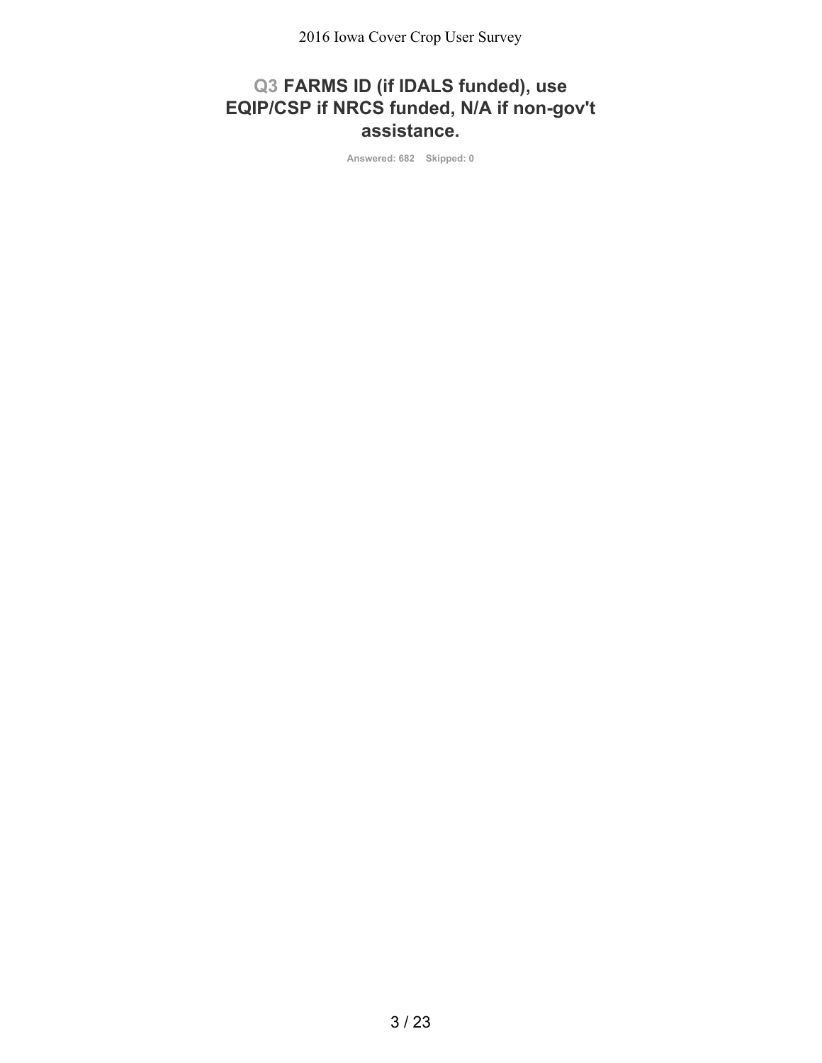## Q3 FARMS ID (if IDALS funded), use EQIP/CSP if NRCS funded, N/A if non-gov't assistance.

Answered: 682 Skipped: 0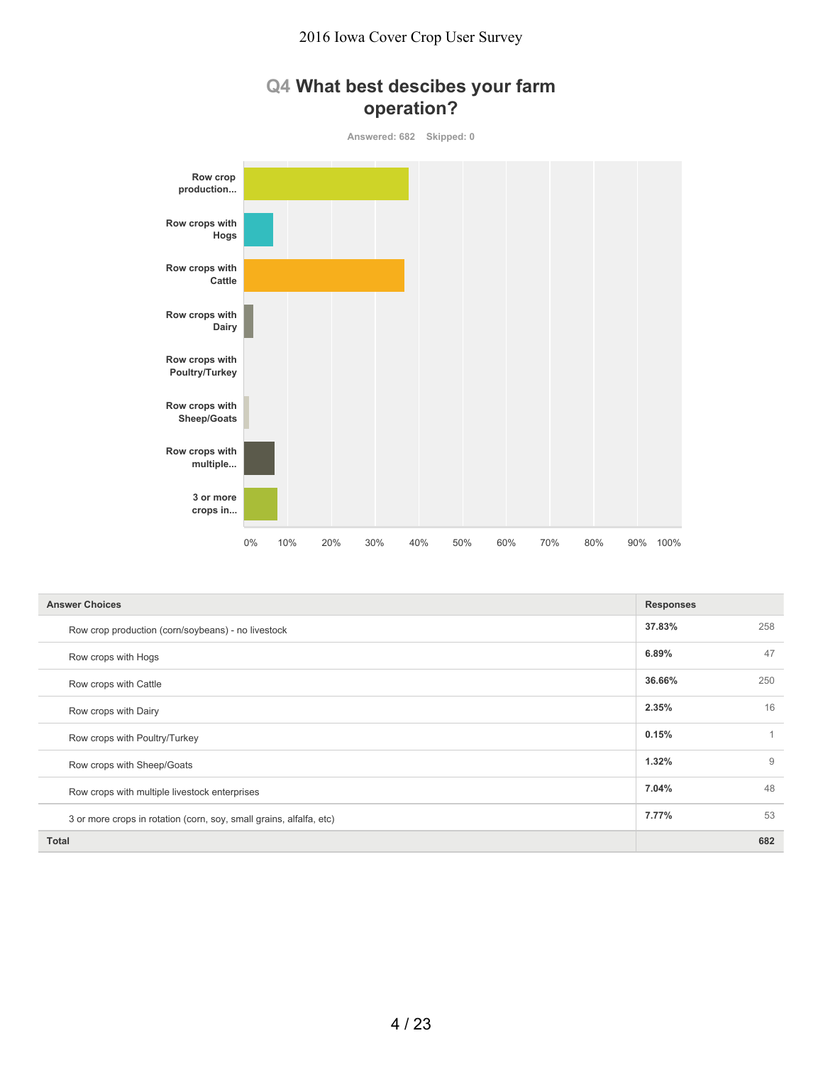## Q4 What best descibes your farm operation?

Answered: 682 Skipped: 0

| Answer Choices | Responses | |
|---|---|---|
| Row crop production (corn/soybeans) - no livestock | 37.83% | 258 |
| Row crops with Hogs | 6.89% | 47 |
| Row crops with Cattle | 36.66% | 250 |
| Row crops with Dairy | 2.35% | 16 |
| Row crops with Poultry/Turkey | 0.15% | 1 |
| Row crops with Sheep/Goats | 1.32% | 9 |
| Row crops with multiple livestock enterprises | 7.04% | 48 |
| 3 or more crops in rotation (corn, soy, small grains, alfalfa, etc) | 7.77% | 53 |
| **Total** | | **682** |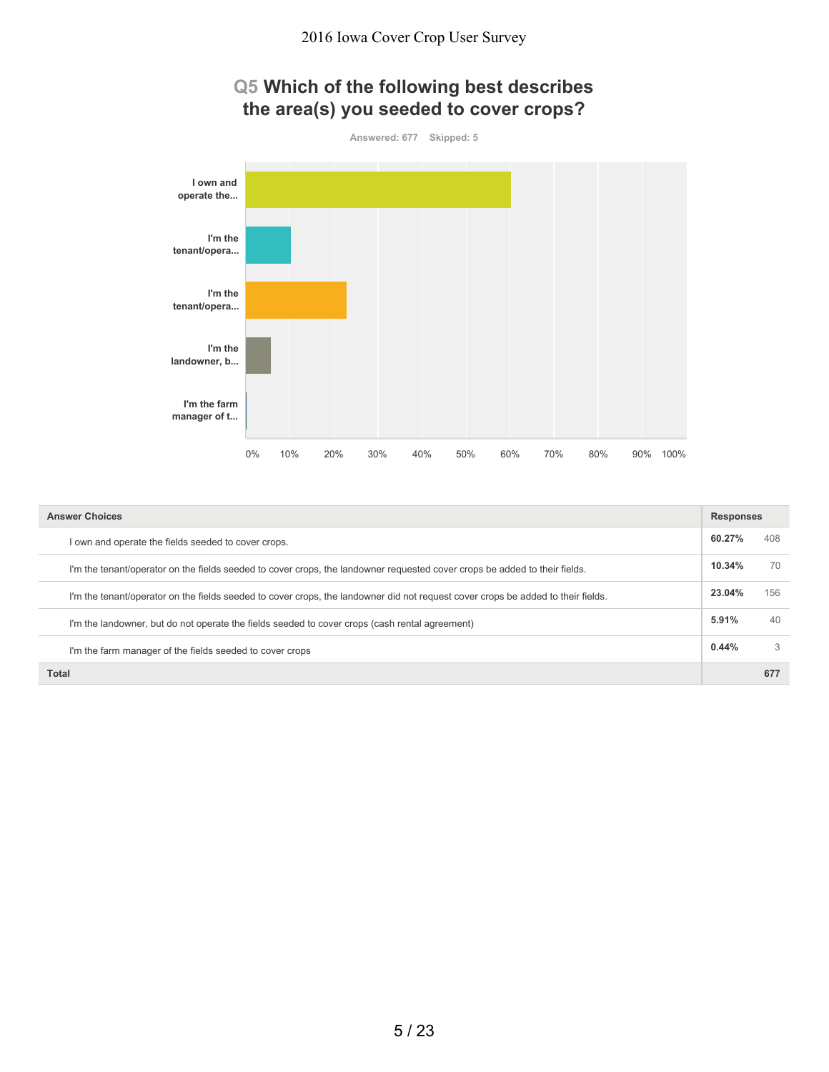## Q5 Which of the following best describes the area(s) you seeded to cover crops?

Answered: 677 Skipped: 5

| Answer Choices | Responses | |
|---|---|---|
| I own and operate the fields seeded to cover crops. | 60.27% | 408 |
| I'm the tenant/operator on the fields seeded to cover crops, the landowner requested cover crops be added to their fields. | 10.34% | 70 |
| I'm the tenant/operator on the fields seeded to cover crops, the landowner did not request cover crops be added to their fields. | 23.04% | 156 |
| I'm the landowner, but do not operate the fields seeded to cover crops (cash rental agreement) | 5.91% | 40 |
| I'm the farm manager of the fields seeded to cover crops | 0.44% | 3 |
| **Total** | | **677** |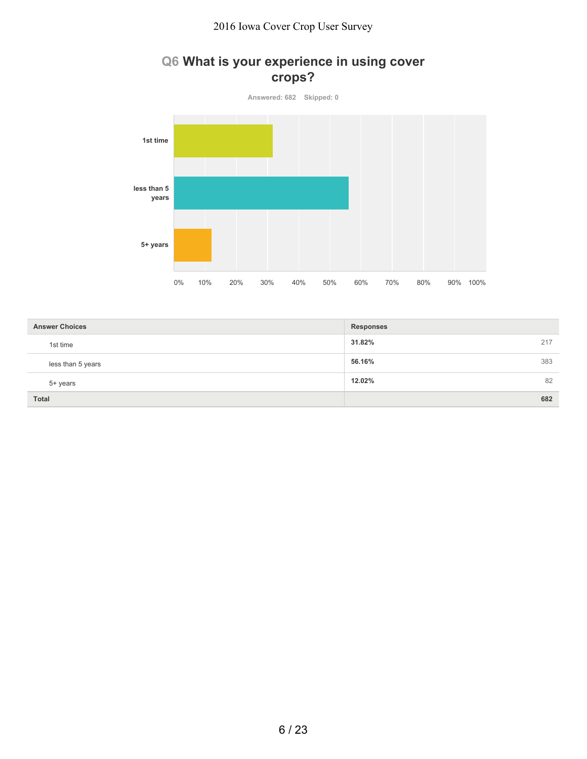## Q6 What is your experience in using cover crops?

Answered: 682 Skipped: 0

| Answer Choices | Responses | |
|---|---|---|
| 1st time | 31.82% | 217 |
| less than 5 years | 56.16% | 383 |
| 5+ years | 12.02% | 82 |
| Total | | 682 |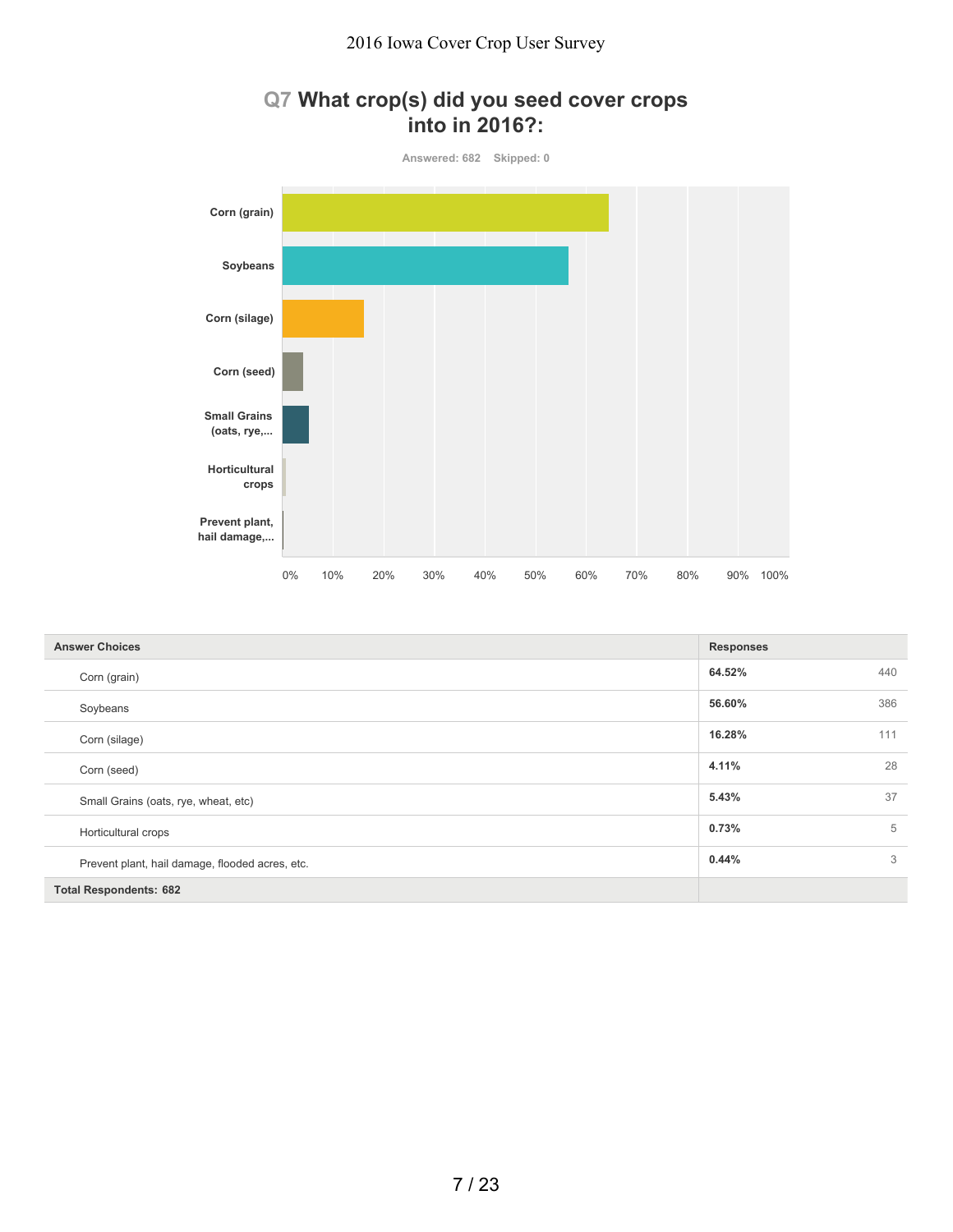## Q7 What crop(s) did you seed cover crops into in 2016?:

Answered: 682 Skipped: 0

| Answer Choices | Responses | |
|---|---|---|
| Corn (grain) | 64.52% | 440 |
| Soybeans | 56.60% | 386 |
| Corn (silage) | 16.28% | 111 |
| Corn (seed) | 4.11% | 28 |
| Small Grains (oats, rye, wheat, etc) | 5.43% | 37 |
| Horticultural crops | 0.73% | 5 |
| Prevent plant, hail damage, flooded acres, etc. | 0.44% | 3 |
| **Total Respondents: 682** | | |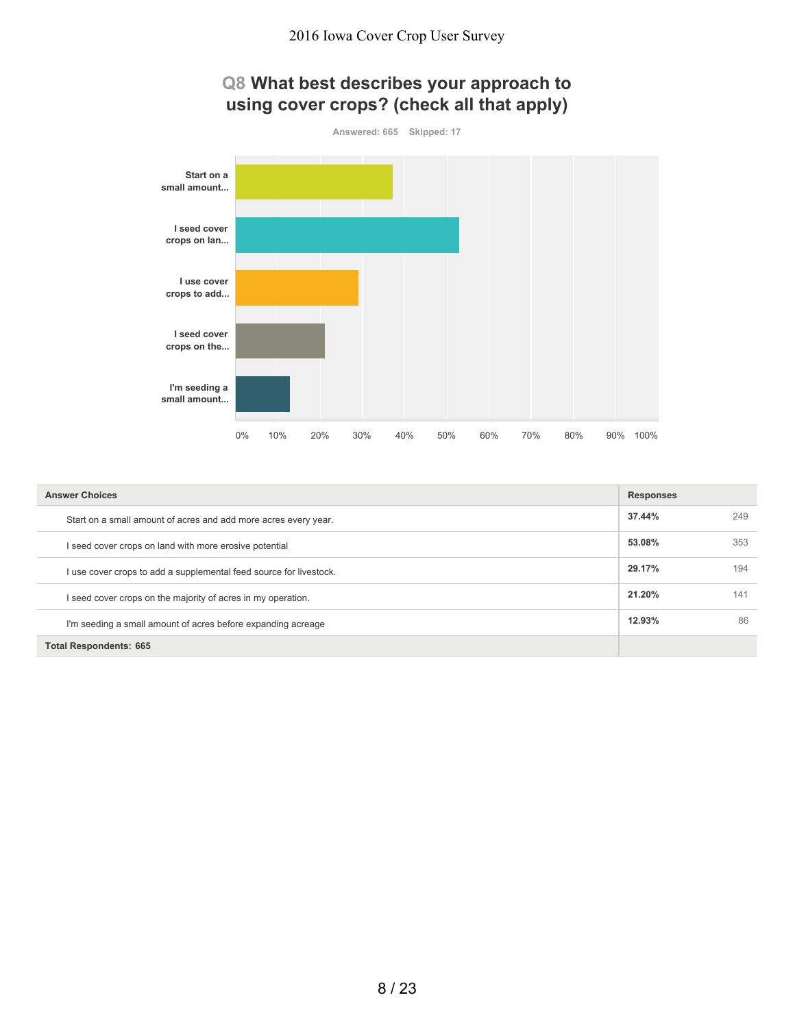## Q8 What best describes your approach to using cover crops? (check all that apply)

Answered: 665 Skipped: 17

| Answer Choices | Responses | |
|---|---|---|
| Start on a small amount of acres and add more acres every year. | 37.44% | 249 |
| I seed cover crops on land with more erosive potential | 53.08% | 353 |
| I use cover crops to add a supplemental feed source for livestock. | 29.17% | 194 |
| I seed cover crops on the majority of acres in my operation. | 21.20% | 141 |
| I'm seeding a small amount of acres before expanding acreage | 12.93% | 86 |
| **Total Respondents: 665** | | |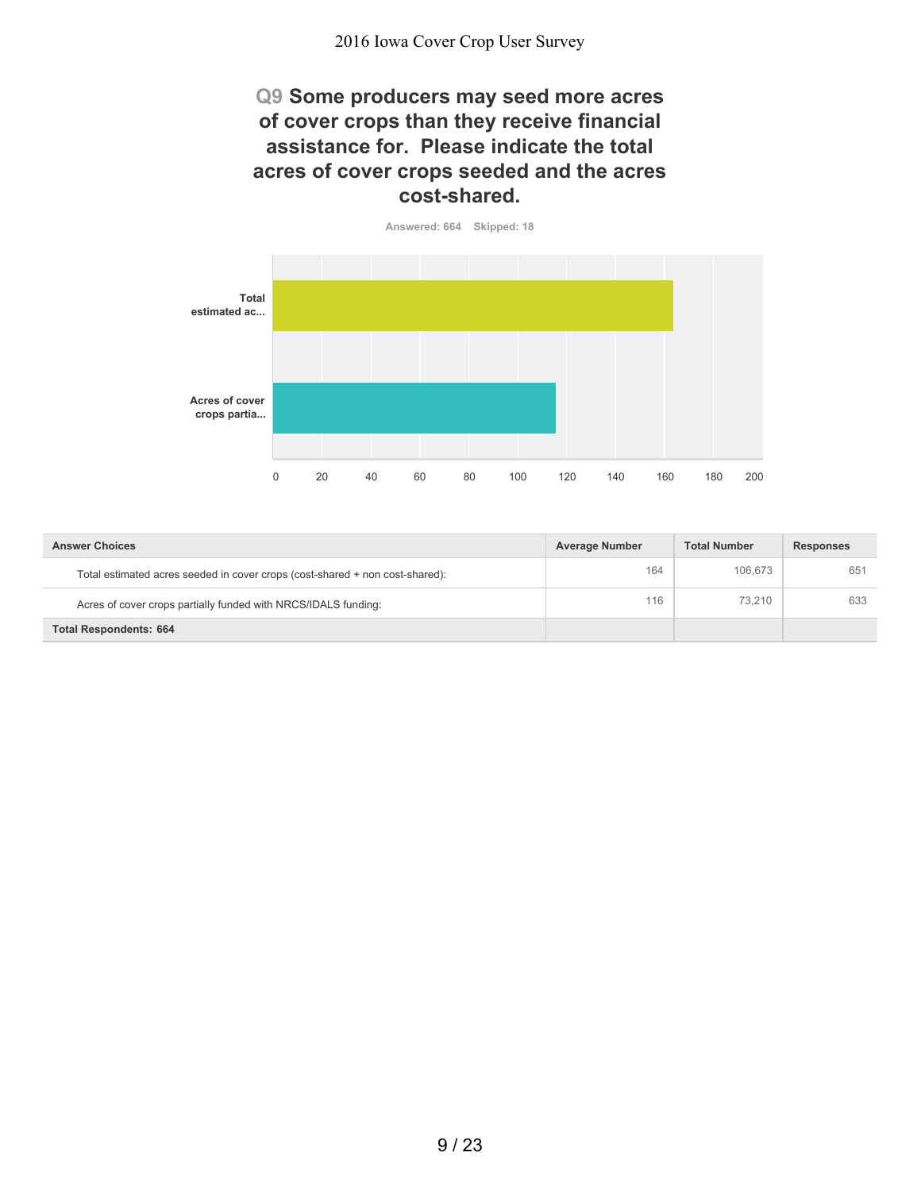## Q9 Some producers may seed more acres of cover crops than they receive financial assistance for. Please indicate the total acres of cover crops seeded and the acres cost-shared.

Answered: 664 Skipped: 18

| Answer Choices | Average Number | Total Number | Responses |
|---|---|---|---|
| Total estimated acres seeded in cover crops (cost-shared + non cost-shared): | 164 | 106,673 | 651 |
| Acres of cover crops partially funded with NRCS/IDALS funding: | 116 | 73,210 | 633 |
| **Total Respondents: 664** | | | |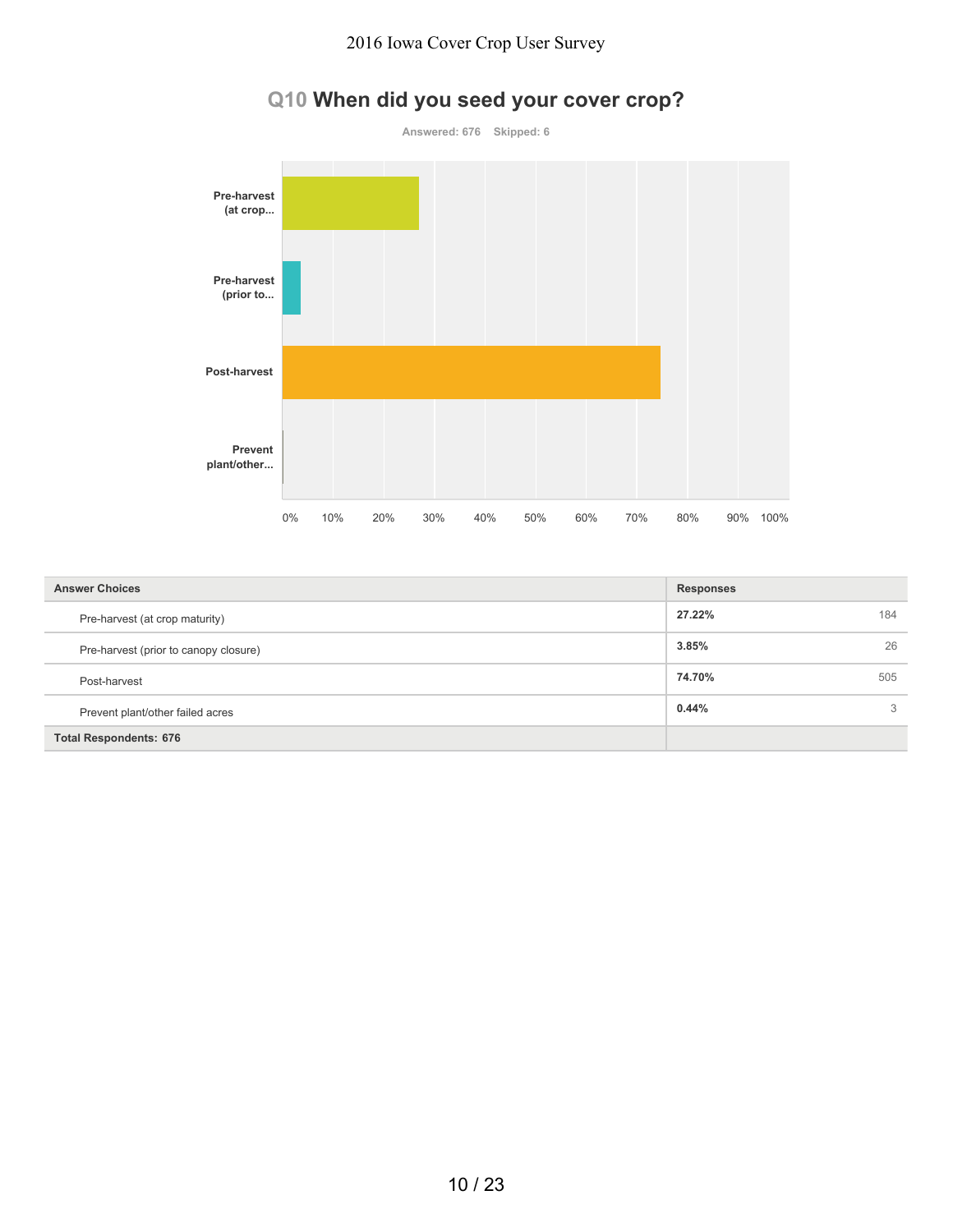## Q10 When did you seed your cover crop?

Answered: 676 Skipped: 6

| Answer Choices | Responses | |
|---|---|---|
| Pre-harvest (at crop maturity) | 27.22% | 184 |
| Pre-harvest (prior to canopy closure) | 3.85% | 26 |
| Post-harvest | 74.70% | 505 |
| Prevent plant/other failed acres | 0.44% | 3 |
| Total Respondents: 676 | | |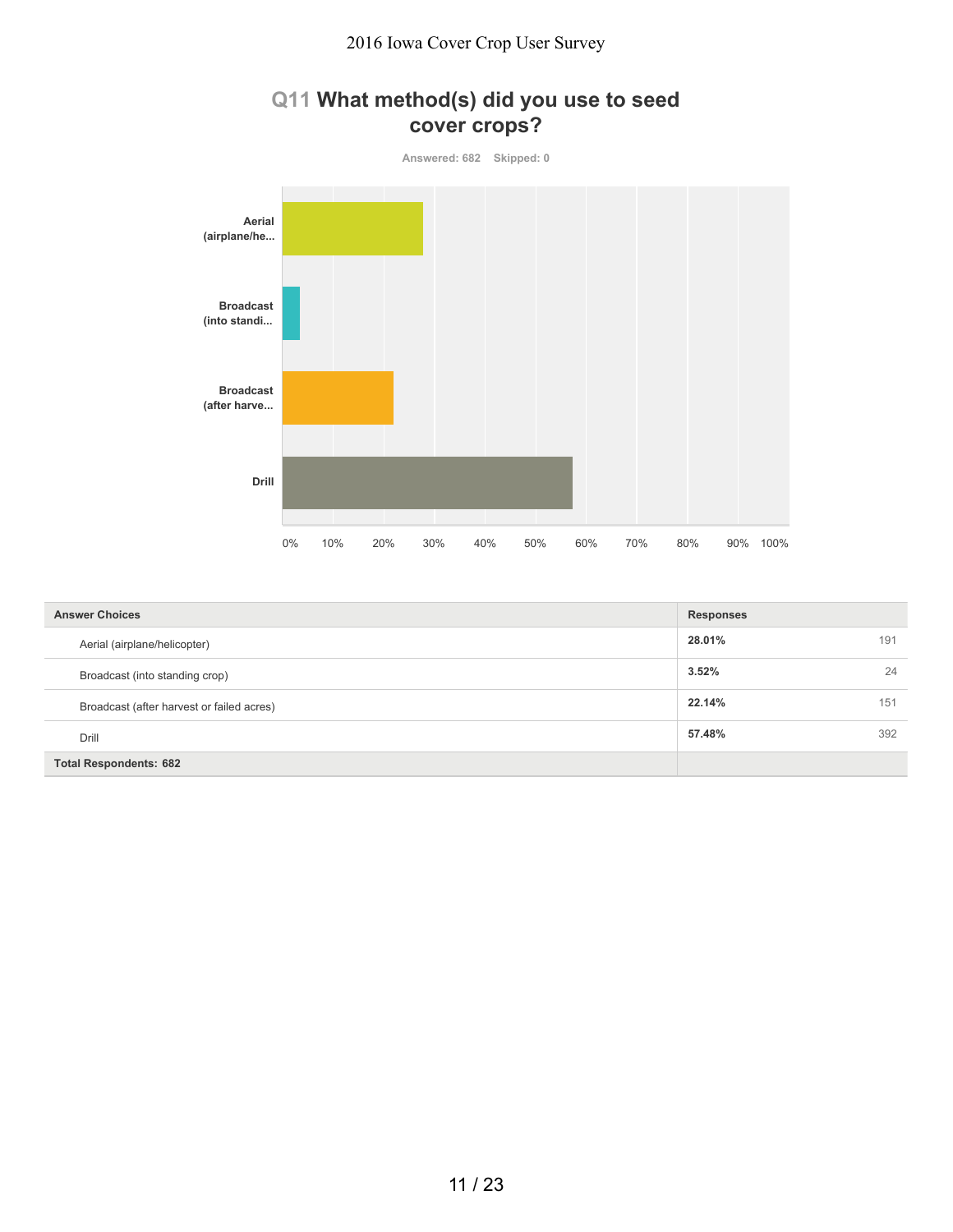## Q11 What method(s) did you use to seed cover crops?

Answered: 682 Skipped: 0

| Answer Choices | Responses | |
|---|---|---|
| Aerial (airplane/helicopter) | 28.01% | 191 |
| Broadcast (into standing crop) | 3.52% | 24 |
| Broadcast (after harvest or failed acres) | 22.14% | 151 |
| Drill | 57.48% | 392 |
| **Total Respondents: 682** | | |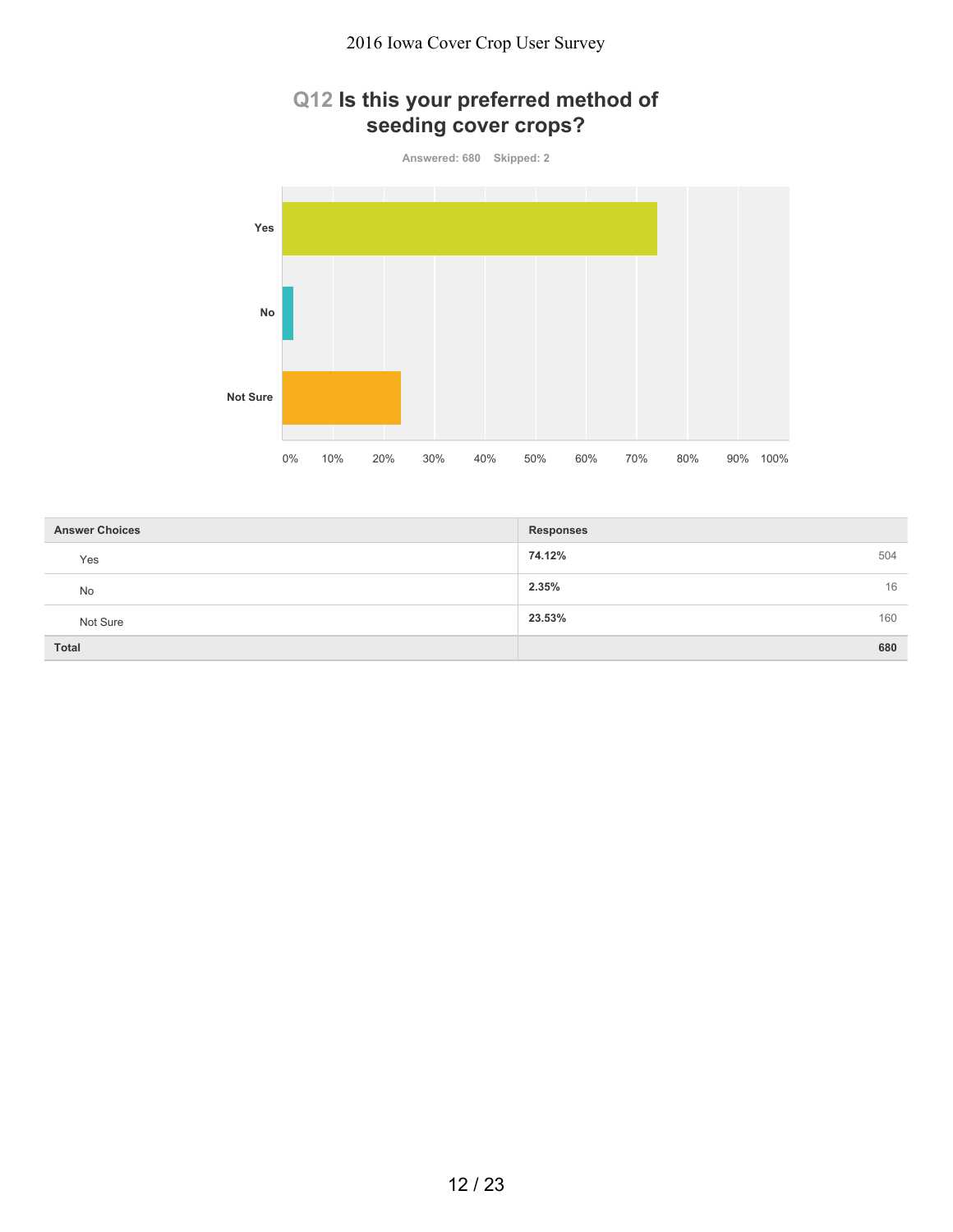## Q12 Is this your preferred method of seeding cover crops?

Answered: 680 Skipped: 2

| Answer Choices | Responses | |
|---|---|---|
| Yes | **74.12%** | 504 |
| No | **2.35%** | 16 |
| Not Sure | **23.53%** | 160 |
| **Total** | | **680** |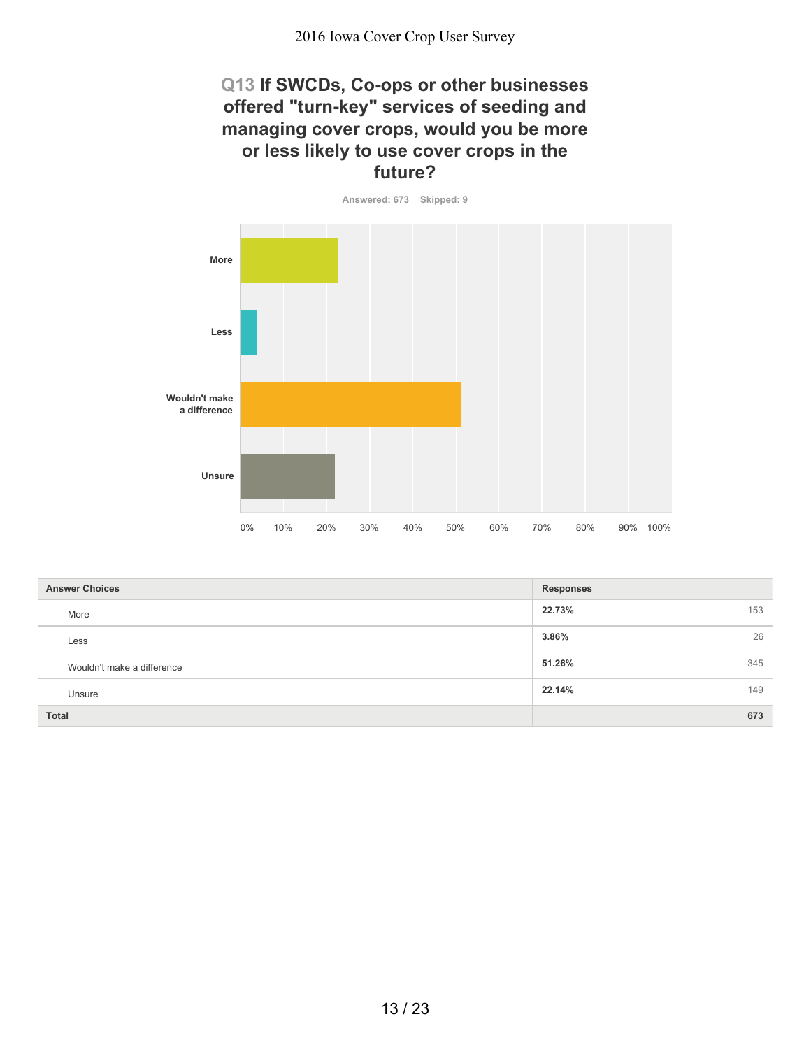## Q13 If SWCDs, Co-ops or other businesses offered "turn-key" services of seeding and managing cover crops, would you be more or less likely to use cover crops in the future?

Answered: 673 Skipped: 9

| Answer Choices | Responses | |
|---|---|---|
| More | 22.73% | 153 |
| Less | 3.86% | 26 |
| Wouldn't make a difference | 51.26% | 345 |
| Unsure | 22.14% | 149 |
| **Total** | | **673** |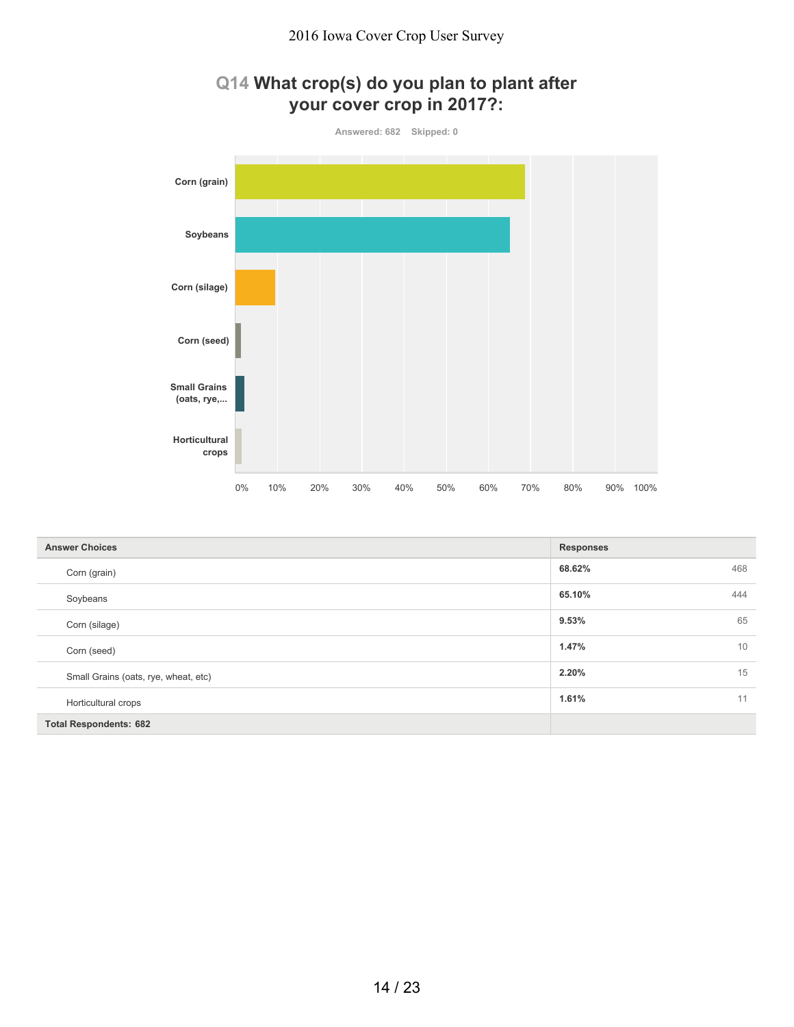## Q14 What crop(s) do you plan to plant after your cover crop in 2017?:

Answered: 682 Skipped: 0

| Answer Choices | Responses | |
|---|---|---|
| Corn (grain) | 68.62% | 468 |
| Soybeans | 65.10% | 444 |
| Corn (silage) | 9.53% | 65 |
| Corn (seed) | 1.47% | 10 |
| Small Grains (oats, rye, wheat, etc) | 2.20% | 15 |
| Horticultural crops | 1.61% | 11 |
| Total Respondents: 682 | | |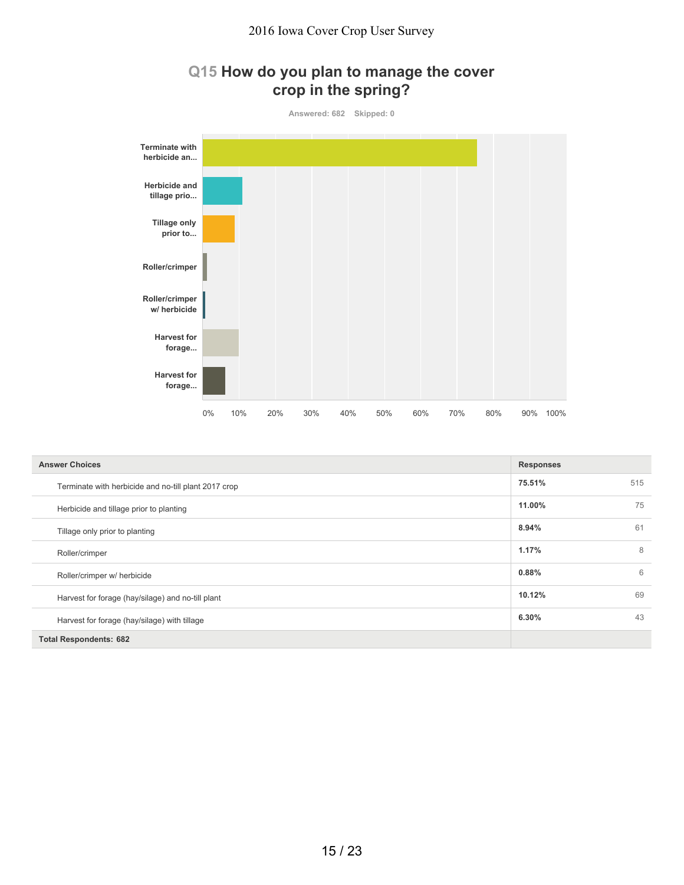## Q15 How do you plan to manage the cover crop in the spring?

Answered: 682 Skipped: 0

| Answer Choices | Responses | |
|---|---|---|
| Terminate with herbicide and no-till plant 2017 crop | 75.51% | 515 |
| Herbicide and tillage prior to planting | 11.00% | 75 |
| Tillage only prior to planting | 8.94% | 61 |
| Roller/crimper | 1.17% | 8 |
| Roller/crimper w/ herbicide | 0.88% | 6 |
| Harvest for forage (hay/silage) and no-till plant | 10.12% | 69 |
| Harvest for forage (hay/silage) with tillage | 6.30% | 43 |
| **Total Respondents: 682** | | |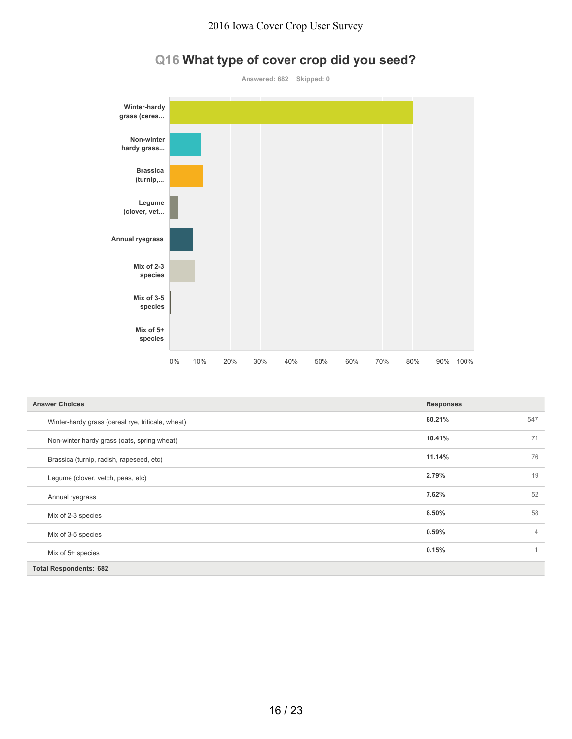## Q16 What type of cover crop did you seed?

Answered: 682 Skipped: 0

| Answer Choices | Responses | |
|---|---|---|
| Winter-hardy grass (cereal rye, triticale, wheat) | **80.21%** | 547 |
| Non-winter hardy grass (oats, spring wheat) | **10.41%** | 71 |
| Brassica (turnip, radish, rapeseed, etc) | **11.14%** | 76 |
| Legume (clover, vetch, peas, etc) | **2.79%** | 19 |
| Annual ryegrass | **7.62%** | 52 |
| Mix of 2-3 species | **8.50%** | 58 |
| Mix of 3-5 species | **0.59%** | 4 |
| Mix of 5+ species | **0.15%** | 1 |
| **Total Respondents: 682** | | |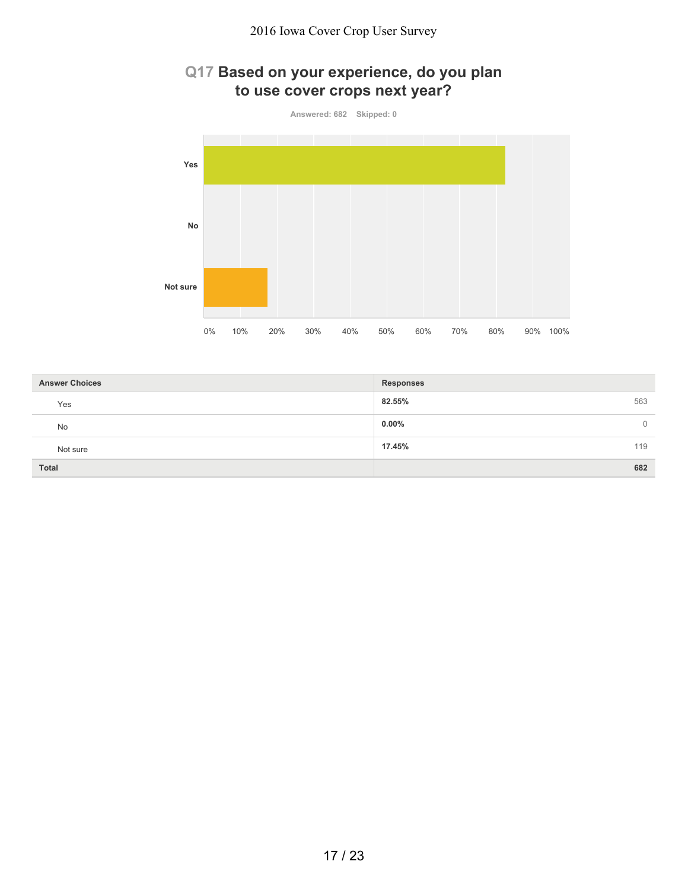## Q17 Based on your experience, do you plan to use cover crops next year?

Answered: 682 Skipped: 0

| Answer Choices | Responses | |
|---|---|---|
| Yes | 82.55% | 563 |
| No | 0.00% | 0 |
| Not sure | 17.45% | 119 |
| Total | | 682 |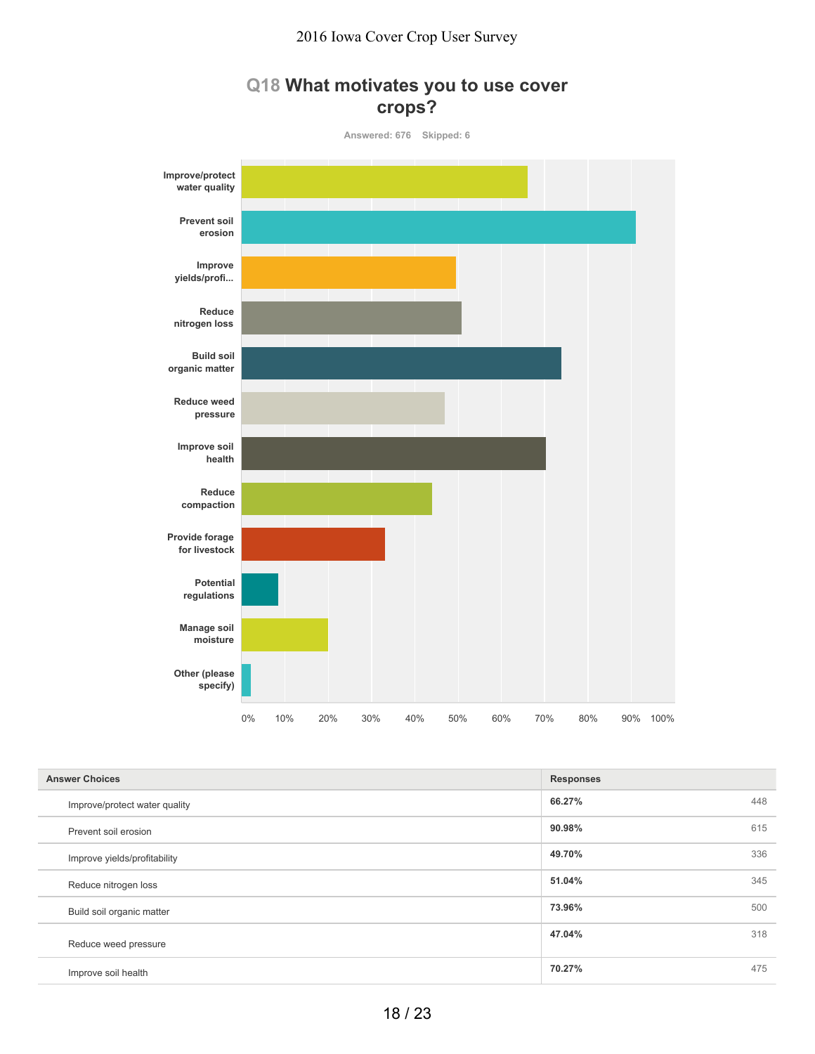## Q18 What motivates you to use cover crops?

Answered: 676 Skipped: 6

| Answer Choices | Responses | |
|---|---|---|
| Improve/protect water quality | 66.27% | 448 |
| Prevent soil erosion | 90.98% | 615 |
| Improve yields/profitability | 49.70% | 336 |
| Reduce nitrogen loss | 51.04% | 345 |
| Build soil organic matter | 73.96% | 500 |
| Reduce weed pressure | 47.04% | 318 |
| Improve soil health | 70.27% | 475 |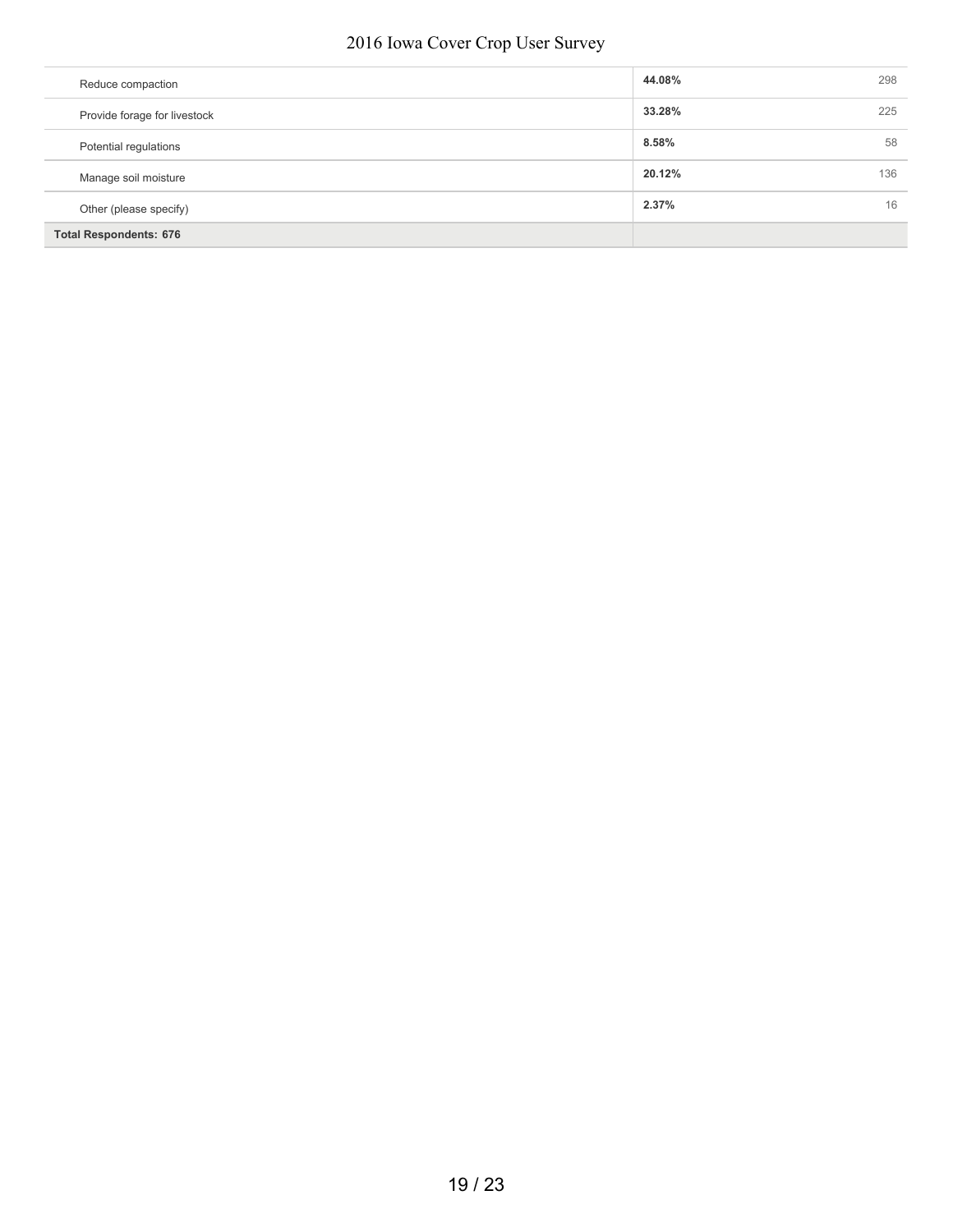| | | |
|---|---|---|
| Reduce compaction | **44.08%** | 298 |
| Provide forage for livestock | **33.28%** | 225 |
| Potential regulations | **8.58%** | 58 |
| Manage soil moisture | **20.12%** | 136 |
| Other (please specify) | **2.37%** | 16 |
| **Total Respondents: 676** | | |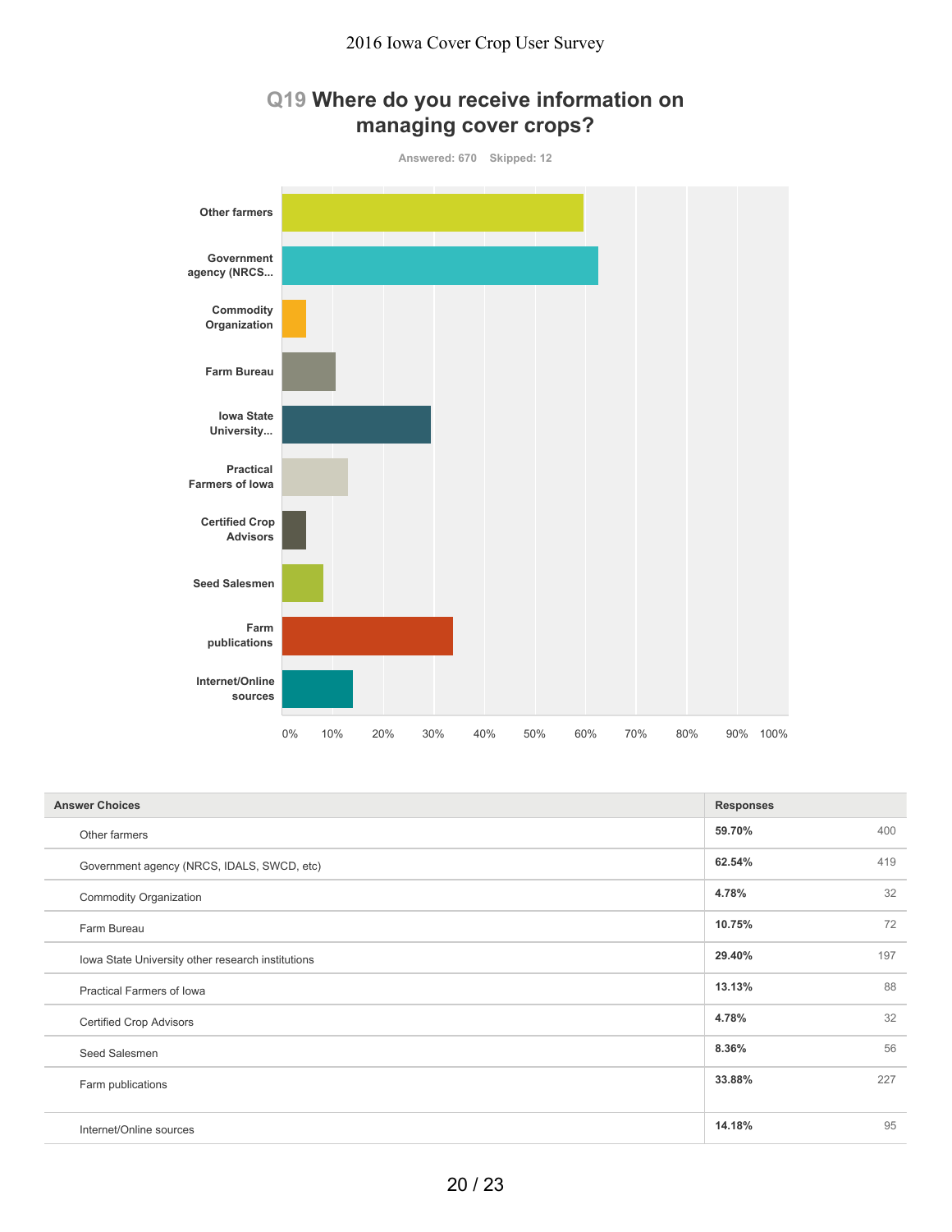## Q19 Where do you receive information on managing cover crops?

Answered: 670 Skipped: 12

| Answer Choices | Responses | |
|---|---|---|
| Other farmers | 59.70% | 400 |
| Government agency (NRCS, IDALS, SWCD, etc) | 62.54% | 419 |
| Commodity Organization | 4.78% | 32 |
| Farm Bureau | 10.75% | 72 |
| Iowa State University other research institutions | 29.40% | 197 |
| Practical Farmers of Iowa | 13.13% | 88 |
| Certified Crop Advisors | 4.78% | 32 |
| Seed Salesmen | 8.36% | 56 |
| Farm publications | 33.88% | 227 |
| Internet/Online sources | 14.18% | 95 |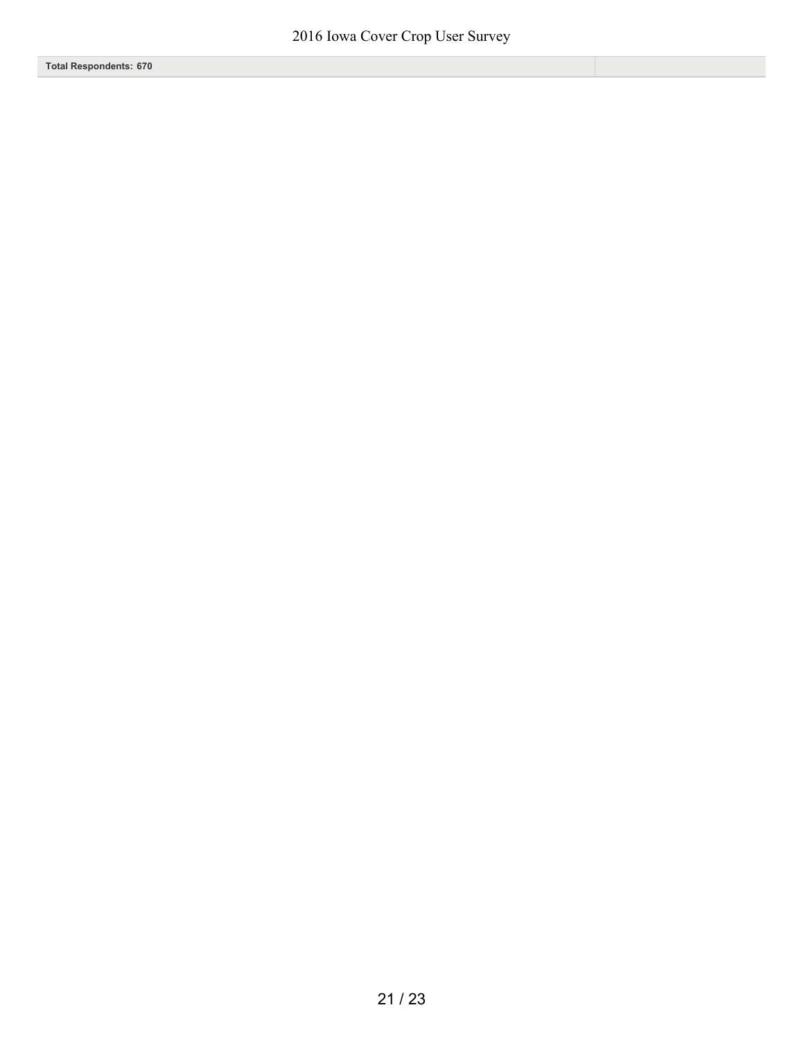| Total Respondents: 670 | |
|---|---|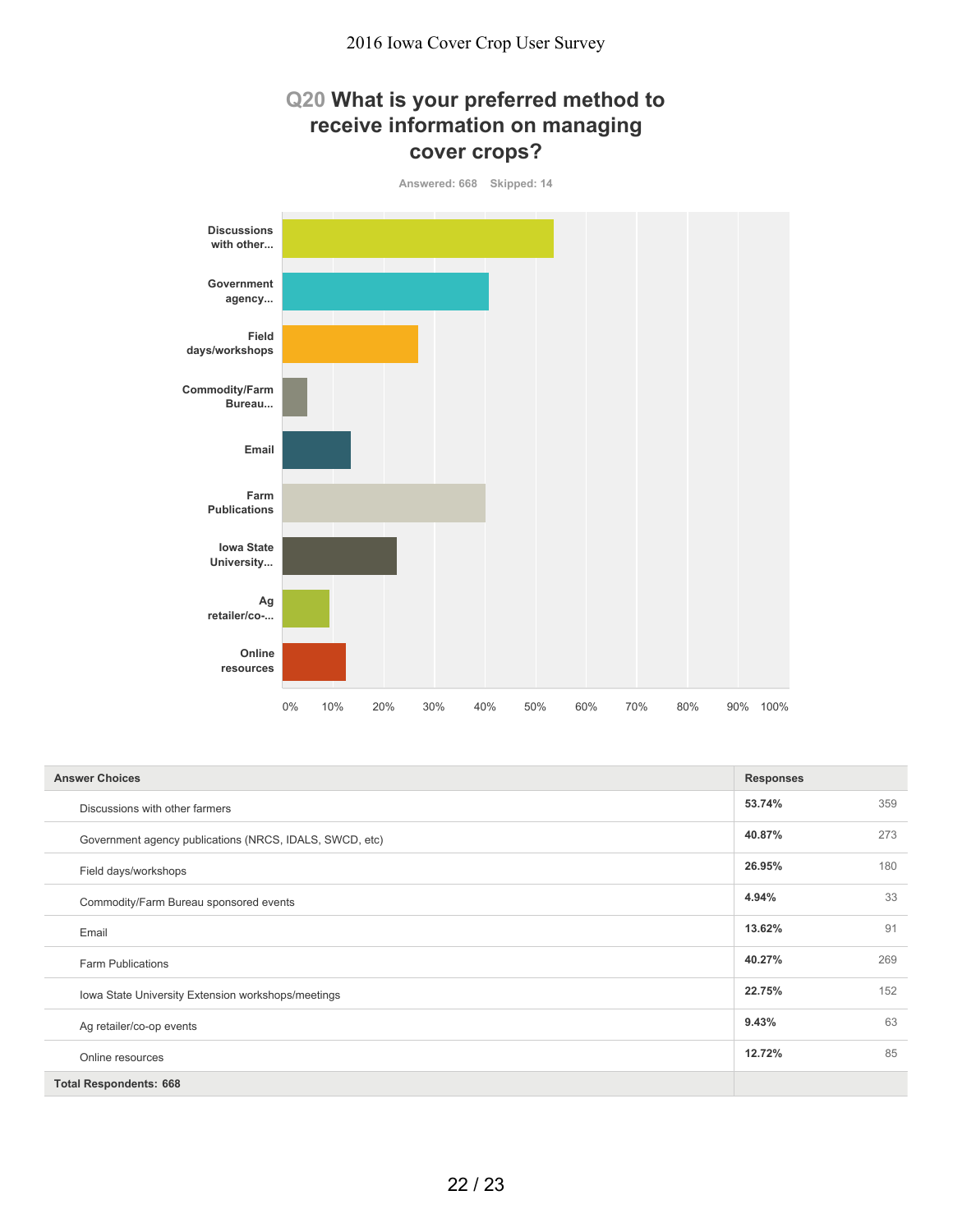## Q20 What is your preferred method to receive information on managing cover crops?

Answered: 668 Skipped: 14

| Answer Choices | Responses | |
|---|---|---|
| Discussions with other farmers | 53.74% | 359 |
| Government agency publications (NRCS, IDALS, SWCD, etc) | 40.87% | 273 |
| Field days/workshops | 26.95% | 180 |
| Commodity/Farm Bureau sponsored events | 4.94% | 33 |
| Email | 13.62% | 91 |
| Farm Publications | 40.27% | 269 |
| Iowa State University Extension workshops/meetings | 22.75% | 152 |
| Ag retailer/co-op events | 9.43% | 63 |
| Online resources | 12.72% | 85 |
| **Total Respondents: 668** | | |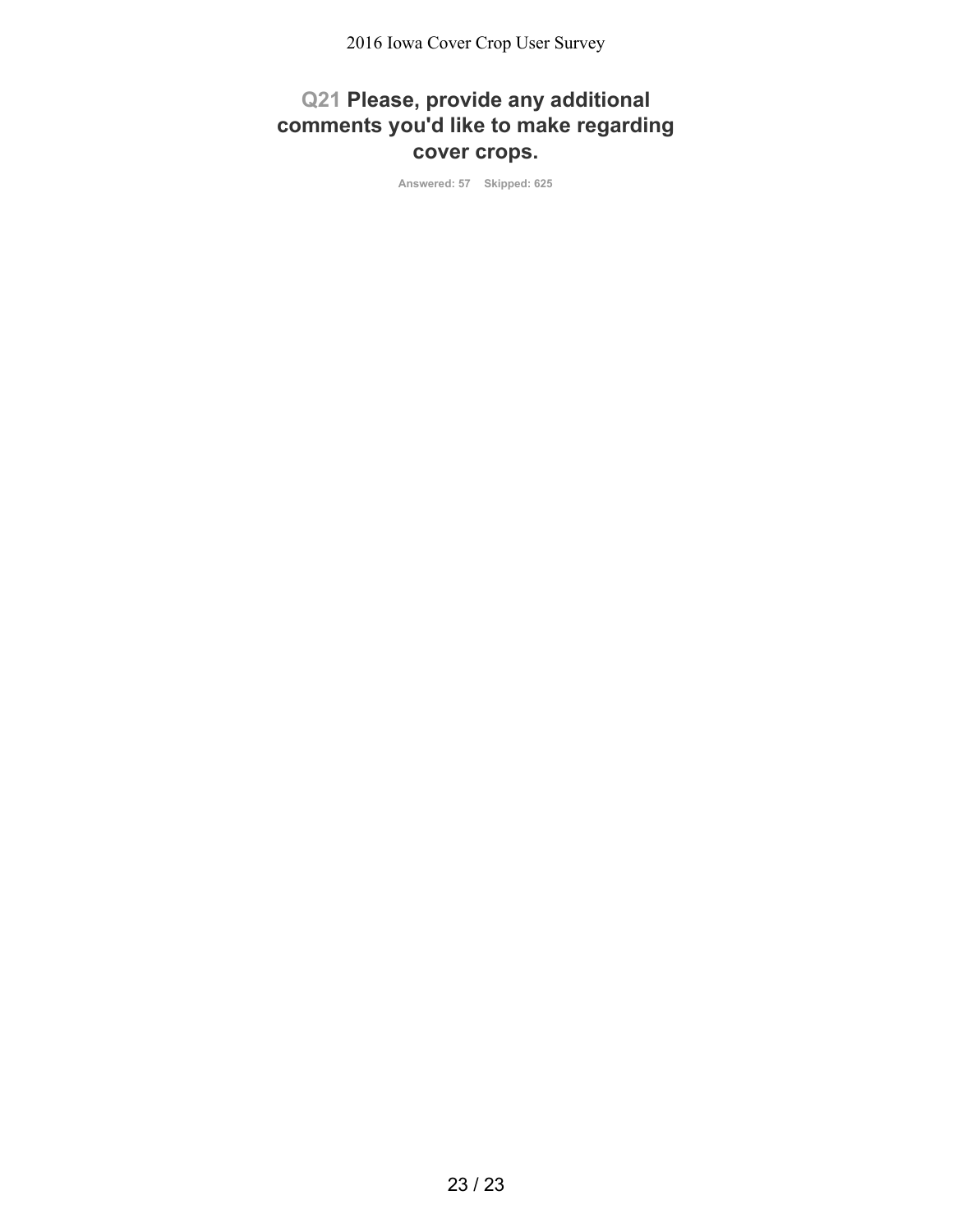## Q21 Please, provide any additional comments you'd like to make regarding cover crops.

Answered: 57 Skipped: 625